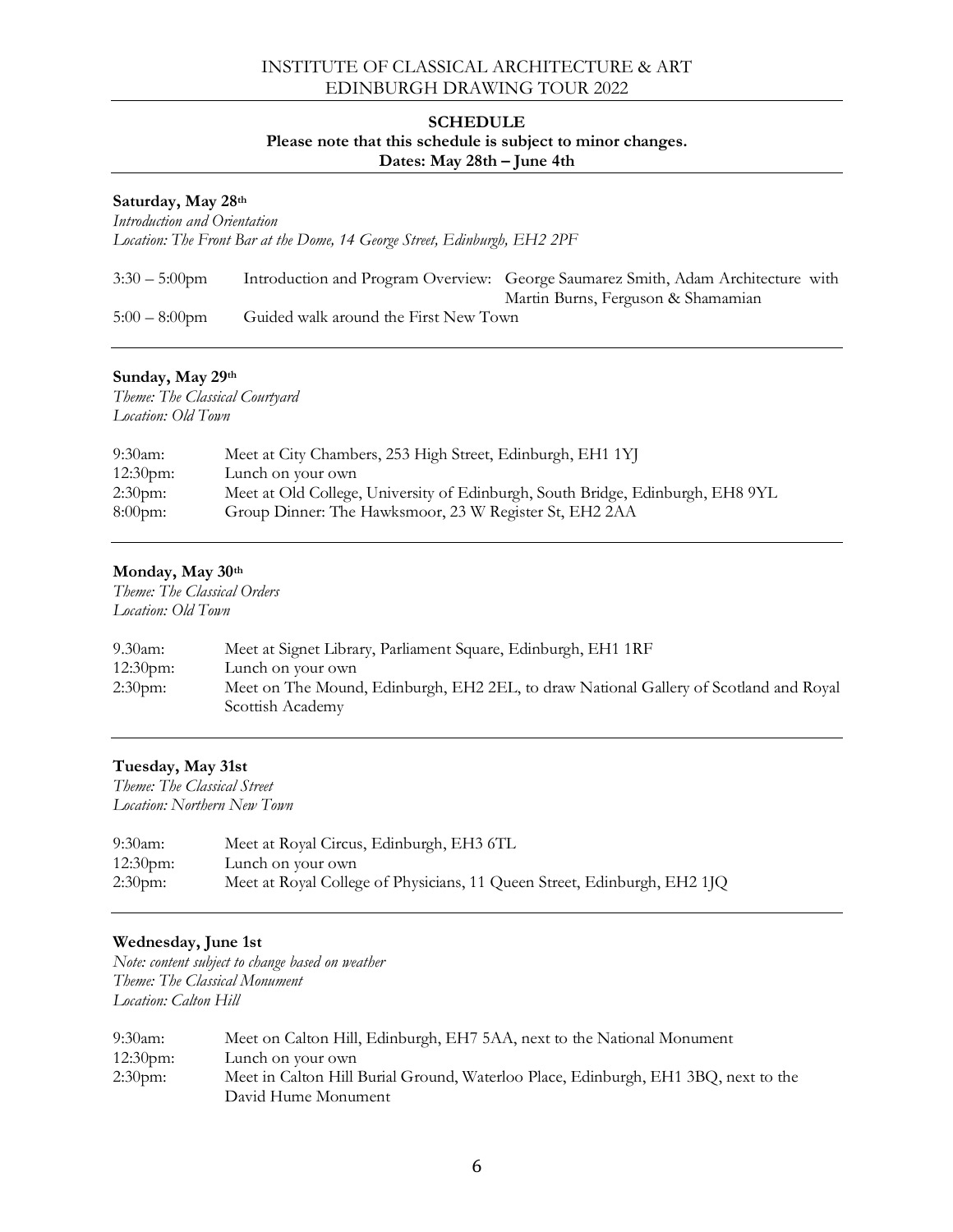# INSTITUTE OF CLASSICAL ARCHITECTURE & ART
# EDINBURGH DRAWING TOUR 2022

---

**SCHEDULE**
**Please note that this schedule is subject to minor changes.**
**Dates: May 28th – June 4th**

---

**Saturday, May 28th**
*Introduction and Orientation*
*Location: The Front Bar at the Dome, 14 George Street, Edinburgh, EH2 2PF*

| | |
|---|---|
| 3:30 – 5:00pm | Introduction and Program Overview: George Saumarez Smith, Adam Architecture with Martin Burns, Ferguson & Shamamian |
| 5:00 – 8:00pm | Guided walk around the First New Town |

---

**Sunday, May 29th**
*Theme: The Classical Courtyard*
*Location: Old Town*

| | |
|---|---|
| 9:30am: | Meet at City Chambers, 253 High Street, Edinburgh, EH1 1YJ |
| 12:30pm: | Lunch on your own |
| 2:30pm: | Meet at Old College, University of Edinburgh, South Bridge, Edinburgh, EH8 9YL |
| 8:00pm: | Group Dinner: The Hawksmoor, 23 W Register St, EH2 2AA |

---

**Monday, May 30th**
*Theme: The Classical Orders*
*Location: Old Town*

| | |
|---|---|
| 9.30am: | Meet at Signet Library, Parliament Square, Edinburgh, EH1 1RF |
| 12:30pm: | Lunch on your own |
| 2:30pm: | Meet on The Mound, Edinburgh, EH2 2EL, to draw National Gallery of Scotland and Royal Scottish Academy |

---

**Tuesday, May 31st**
*Theme: The Classical Street*
*Location: Northern New Town*

| | |
|---|---|
| 9:30am: | Meet at Royal Circus, Edinburgh, EH3 6TL |
| 12:30pm: | Lunch on your own |
| 2:30pm: | Meet at Royal College of Physicians, 11 Queen Street, Edinburgh, EH2 1JQ |

---

**Wednesday, June 1st**
*Note: content subject to change based on weather*
*Theme: The Classical Monument*
*Location: Calton Hill*

| | |
|---|---|
| 9:30am: | Meet on Calton Hill, Edinburgh, EH7 5AA, next to the National Monument |
| 12:30pm: | Lunch on your own |
| 2:30pm: | Meet in Calton Hill Burial Ground, Waterloo Place, Edinburgh, EH1 3BQ, next to the David Hume Monument |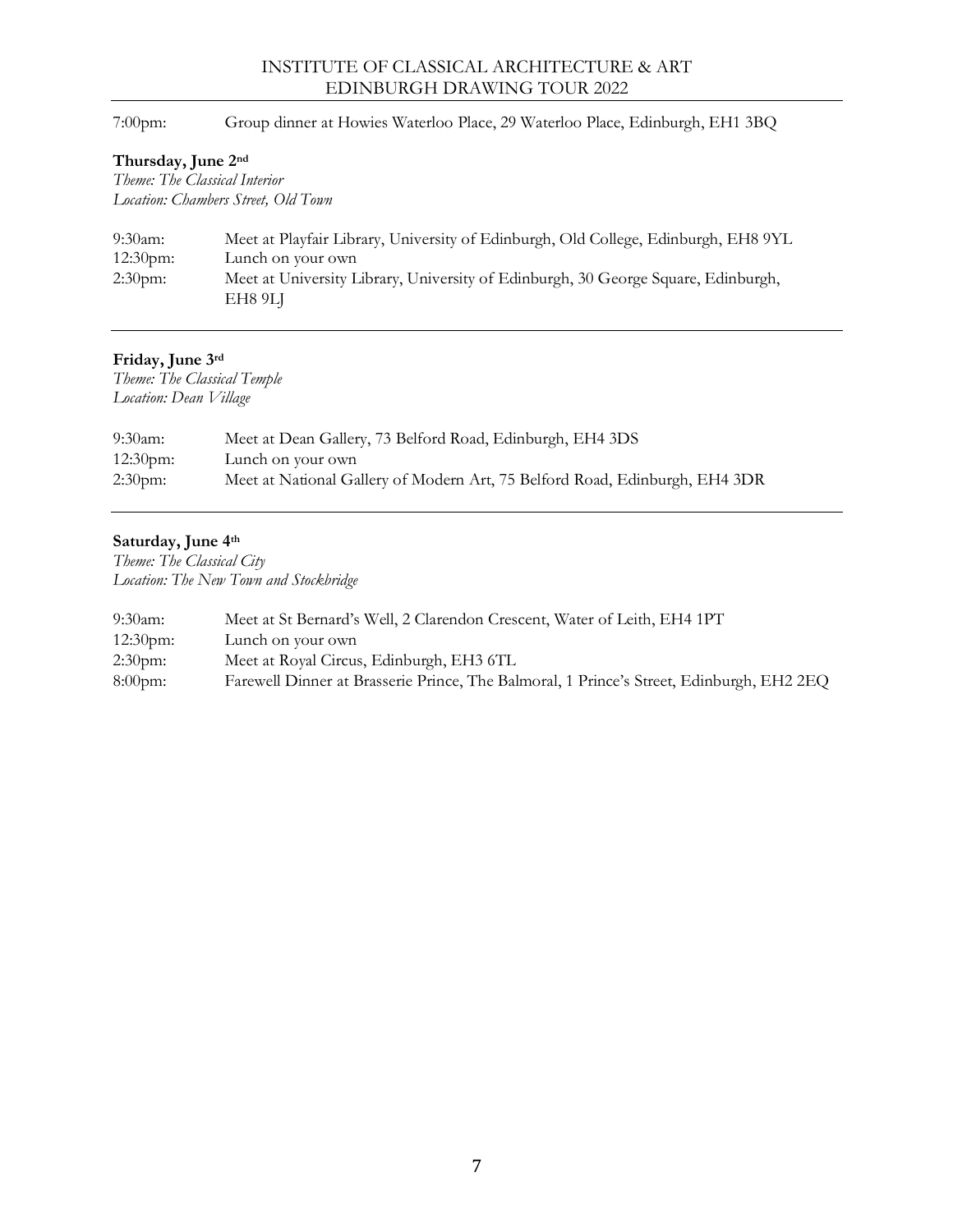| | |
|---|---|
| 7:00pm: | Group dinner at Howies Waterloo Place, 29 Waterloo Place, Edinburgh, EH1 3BQ |

**Thursday, June 2nd**
*Theme: The Classical Interior*
*Location: Chambers Street, Old Town*

| | |
|---|---|
| 9:30am: | Meet at Playfair Library, University of Edinburgh, Old College, Edinburgh, EH8 9YL |
| 12:30pm: | Lunch on your own |
| 2:30pm: | Meet at University Library, University of Edinburgh, 30 George Square, Edinburgh, EH8 9LJ |

---

**Friday, June 3rd**
*Theme: The Classical Temple*
*Location: Dean Village*

| | |
|---|---|
| 9:30am: | Meet at Dean Gallery, 73 Belford Road, Edinburgh, EH4 3DS |
| 12:30pm: | Lunch on your own |
| 2:30pm: | Meet at National Gallery of Modern Art, 75 Belford Road, Edinburgh, EH4 3DR |

---

**Saturday, June 4th**
*Theme: The Classical City*
*Location: The New Town and Stockbridge*

| | |
|---|---|
| 9:30am: | Meet at St Bernard's Well, 2 Clarendon Crescent, Water of Leith, EH4 1PT |
| 12:30pm: | Lunch on your own |
| 2:30pm: | Meet at Royal Circus, Edinburgh, EH3 6TL |
| 8:00pm: | Farewell Dinner at Brasserie Prince, The Balmoral, 1 Prince's Street, Edinburgh, EH2 2EQ |